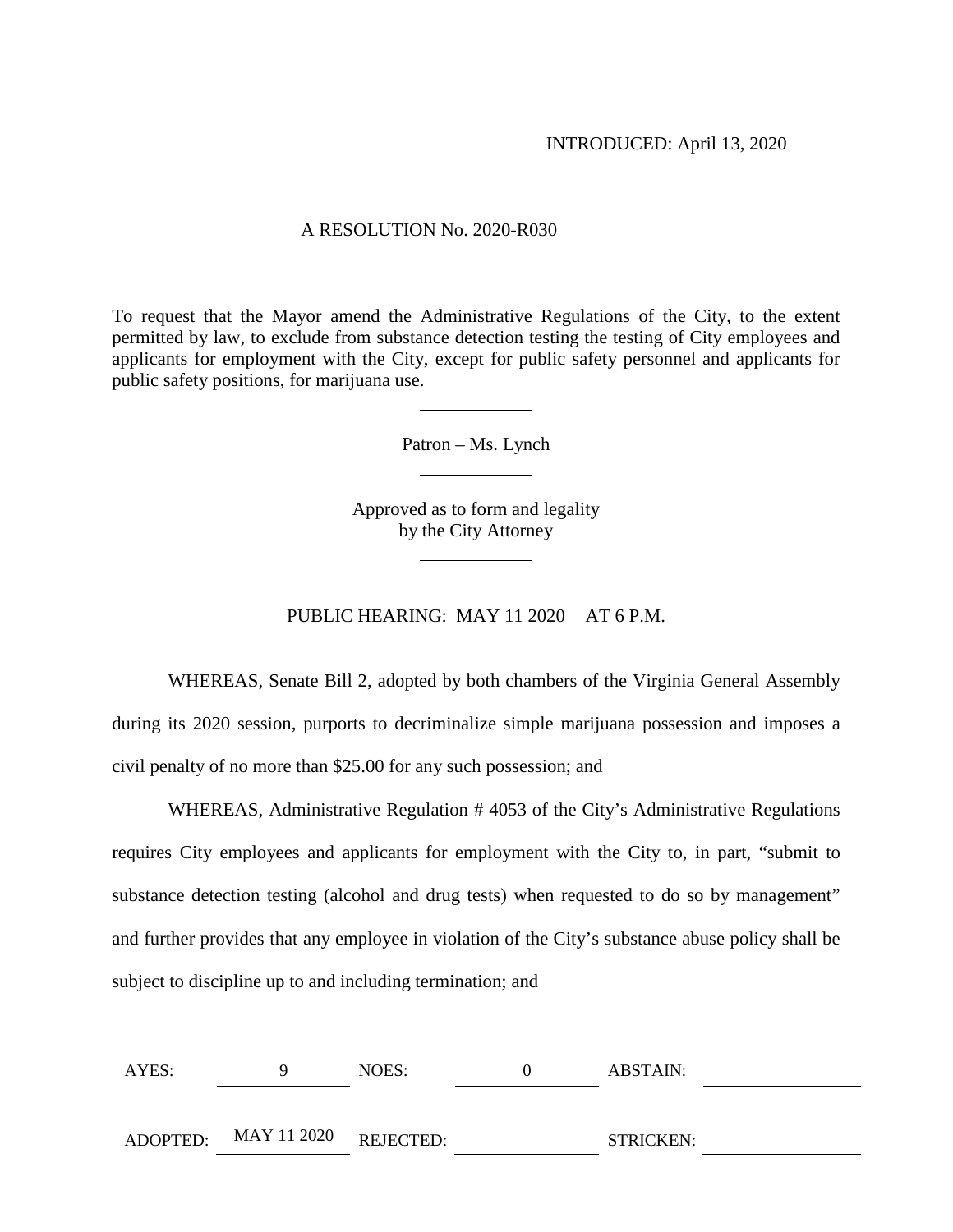INTRODUCED: April 13, 2020

A RESOLUTION No. 2020-R030

To request that the Mayor amend the Administrative Regulations of the City, to the extent permitted by law, to exclude from substance detection testing the testing of City employees and applicants for employment with the City, except for public safety personnel and applicants for public safety positions, for marijuana use.

---

Patron – Ms. Lynch

---

Approved as to form and legality by the City Attorney

---

PUBLIC HEARING: MAY 11 2020 AT 6 P.M.

WHEREAS, Senate Bill 2, adopted by both chambers of the Virginia General Assembly during its 2020 session, purports to decriminalize simple marijuana possession and imposes a civil penalty of no more than $25.00 for any such possession; and

WHEREAS, Administrative Regulation # 4053 of the City's Administrative Regulations requires City employees and applicants for employment with the City to, in part, "submit to substance detection testing (alcohol and drug tests) when requested to do so by management" and further provides that any employee in violation of the City's substance abuse policy shall be subject to discipline up to and including termination; and

| AYES: | 9 | NOES: | 0 | ABSTAIN: | |
|---|---|---|---|---|---|
| ADOPTED: | MAY 11 2020 | REJECTED: | | STRICKEN: | |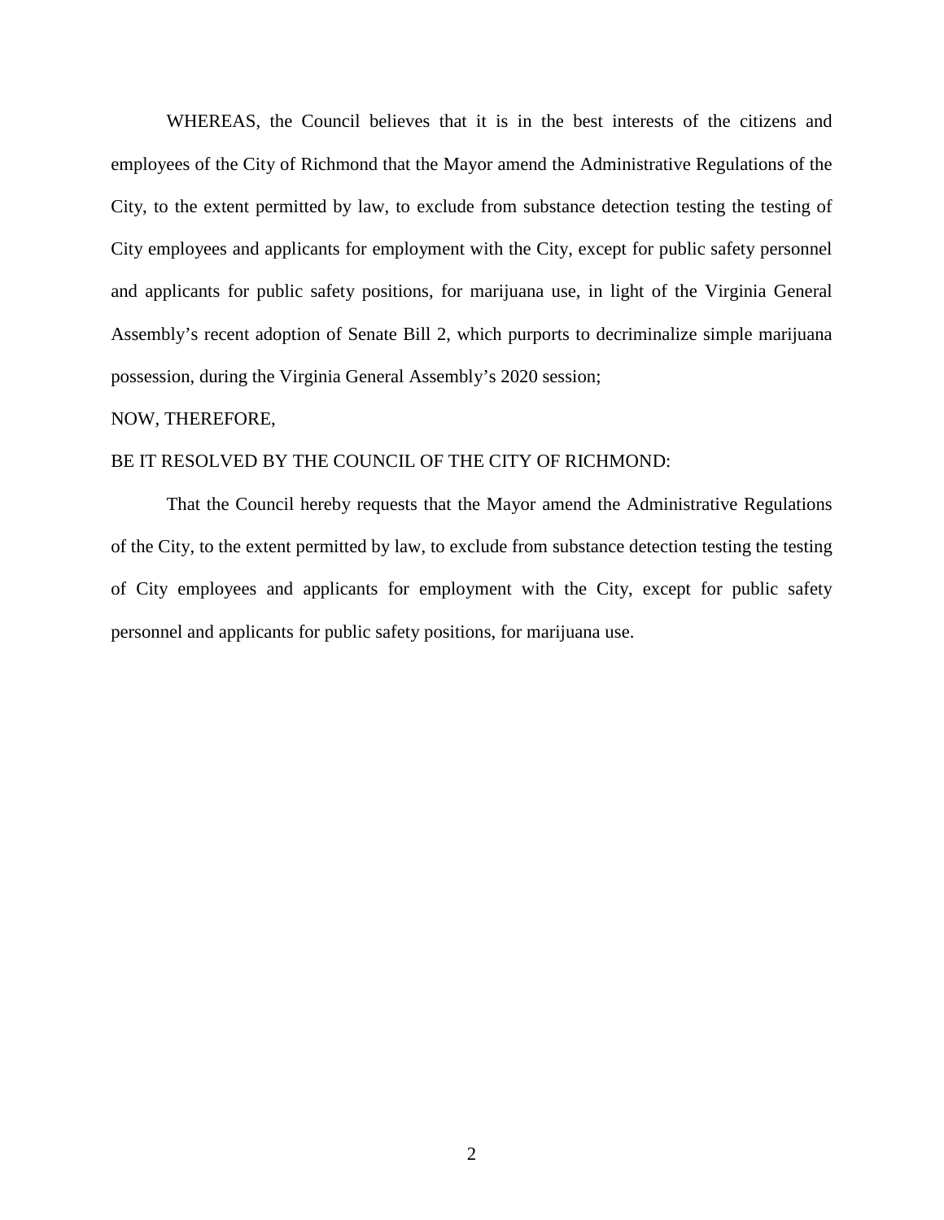WHEREAS, the Council believes that it is in the best interests of the citizens and employees of the City of Richmond that the Mayor amend the Administrative Regulations of the City, to the extent permitted by law, to exclude from substance detection testing the testing of City employees and applicants for employment with the City, except for public safety personnel and applicants for public safety positions, for marijuana use, in light of the Virginia General Assembly's recent adoption of Senate Bill 2, which purports to decriminalize simple marijuana possession, during the Virginia General Assembly's 2020 session;

NOW, THEREFORE,

BE IT RESOLVED BY THE COUNCIL OF THE CITY OF RICHMOND:

That the Council hereby requests that the Mayor amend the Administrative Regulations of the City, to the extent permitted by law, to exclude from substance detection testing the testing of City employees and applicants for employment with the City, except for public safety personnel and applicants for public safety positions, for marijuana use.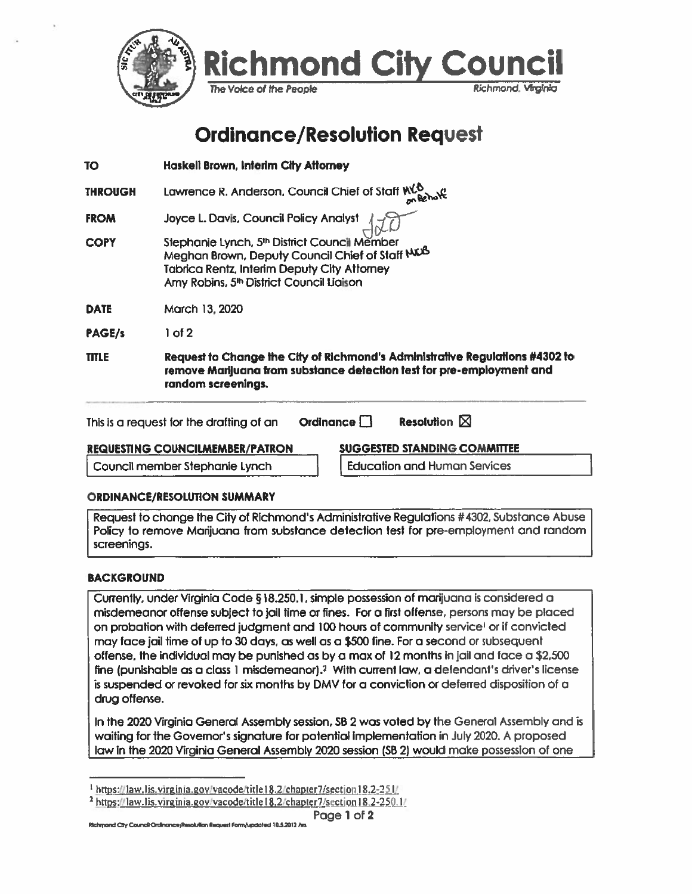# Richmond City Council

*The Voice of the People* Richmond, Virginia

## Ordinance/Resolution Request

**TO** **Haskell Brown, Interim City Attorney**

**THROUGH** Lawrence R. Anderson, Council Chief of Staff

**FROM** Joyce L. Davis, Council Policy Analyst

**COPY** Stephanie Lynch, 5th District Council Member
Meghan Brown, Deputy Council Chief of Staff
Tabrica Rentz, Interim Deputy City Attorney
Amy Robins, 5th District Council Liaison

**DATE** March 13, 2020

**PAGE/s** 1 of 2

**TITLE** **Request to Change the City of Richmond's Administrative Regulations #4302 to remove Marijuana from substance detection test for pre-employment and random screenings.**

---

This is a request for the drafting of an **Ordinance** ☐ **Resolution** ☒

| REQUESTING COUNCILMEMBER/PATRON | SUGGESTED STANDING COMMITTEE |
| --- | --- |
| Council member Stephanie Lynch | Education and Human Services |

### ORDINANCE/RESOLUTION SUMMARY

Request to change the City of Richmond's Administrative Regulations #4302, Substance Abuse Policy to remove Marijuana from substance detection test for pre-employment and random screenings.

### BACKGROUND

Currently, under Virginia Code §18.250.1, simple possession of marijuana is considered a misdemeanor offense subject to jail time or fines. For a first offense, persons may be placed on probation with deferred judgment and 100 hours of community service[1] or if convicted may face jail time of up to 30 days, as well as a $500 fine. For a second or subsequent offense, the individual may be punished as by a max of 12 months in jail and face a $2,500 fine (punishable as a class 1 misdemeanor).[2] With current law, a defendant's driver's license is suspended or revoked for six months by DMV for a conviction or deferred disposition of a drug offense.

In the 2020 Virginia General Assembly session, SB 2 was voted by the General Assembly and is waiting for the Governor's signature for potential implementation in July 2020. A proposed law in the 2020 Virginia General Assembly 2020 session (SB 2) would make possession of one

---

[1] https://law.lis.virginia.gov/vacode/title18.2/chapter7/section18.2-251/

[2] https://law.lis.virginia.gov/vacode/title18.2/chapter7/section18.2-250.1/

Richmond City Council Ordinance/Resolution Request Form/updated 10.5.2012 /ars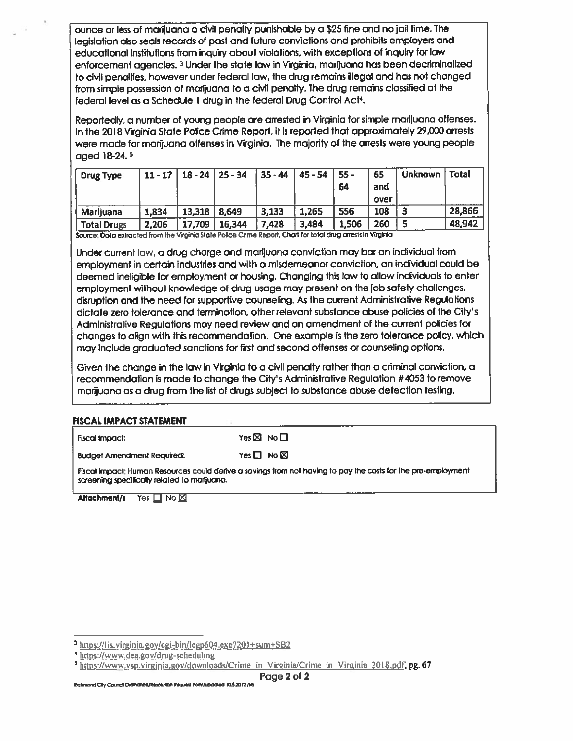ounce or less of marijuana a civil penalty punishable by a $25 fine and no jail time. The legislation also seals records of past and future convictions and prohibits employers and educational institutions from inquiry about violations, with exceptions of inquiry for law enforcement agencies. [3] Under the state law in Virginia, marijuana has been decriminalized to civil penalties, however under federal law, the drug remains illegal and has not changed from simple possession of marijuana to a civil penalty. The drug remains classified at the federal level as a Schedule 1 drug in the federal Drug Control Act[4].

Reportedly, a number of young people are arrested in Virginia for simple marijuana offenses. In the 2018 Virginia State Police Crime Report, it is reported that approximately 29,000 arrests were made for marijuana offenses in Virginia. The majority of the arrests were young people aged 18-24. [5]

| Drug Type | 11 - 17 | 18 - 24 | 25 - 34 | 35 - 44 | 45 - 54 | 55 - 64 | 65 and over | Unknown | Total |
|---|---|---|---|---|---|---|---|---|---|
| Marijuana | 1,834 | 13,318 | 8,649 | 3,133 | 1,265 | 556 | 108 | 3 | 28,866 |
| Total Drugs | 2,206 | 17,709 | 16,344 | 7,428 | 3,484 | 1,506 | 260 | 5 | 48,942 |

Source: Data extracted from the Virginia State Police Crime Report, Chart for total drug arrests in Virginia

Under current law, a drug charge and marijuana conviction may bar an individual from employment in certain industries and with a misdemeanor conviction, an individual could be deemed ineligible for employment or housing. Changing this law to allow individuals to enter employment without knowledge of drug usage may present on the job safety challenges, disruption and the need for supportive counseling. As the current Administrative Regulations dictate zero tolerance and termination, other relevant substance abuse policies of the City's Administrative Regulations may need review and an amendment of the current policies for changes to align with this recommendation. One example is the zero tolerance policy, which may include graduated sanctions for first and second offenses or counseling options.

Given the change in the law in Virginia to a civil penalty rather than a criminal conviction, a recommendation is made to change the City's Administrative Regulation #4053 to remove marijuana as a drug from the list of drugs subject to substance abuse detection testing.

## FISCAL IMPACT STATEMENT

Fiscal Impact: Yes ☒ No ☐

Budget Amendment Required: Yes ☐ No ☒

Fiscal Impact: Human Resources could derive a savings from not having to pay the costs for the pre-employment screening specifically related to marijuana.

**Attachment/s** Yes ☐ No ☒

---

[3] https://lis.virginia.gov/cgi-bin/legp604.exe?201+sum+SB2

[4] https://www.dea.gov/drug-scheduling

[5] https://www.vsp.virginia.gov/downloads/Crime_in_Virginia/Crime_in_Virginia_2018.pdf, pg. 67

Richmond City Council Ordinance/Resolution Request Form/updated 10.5.2012 /srs